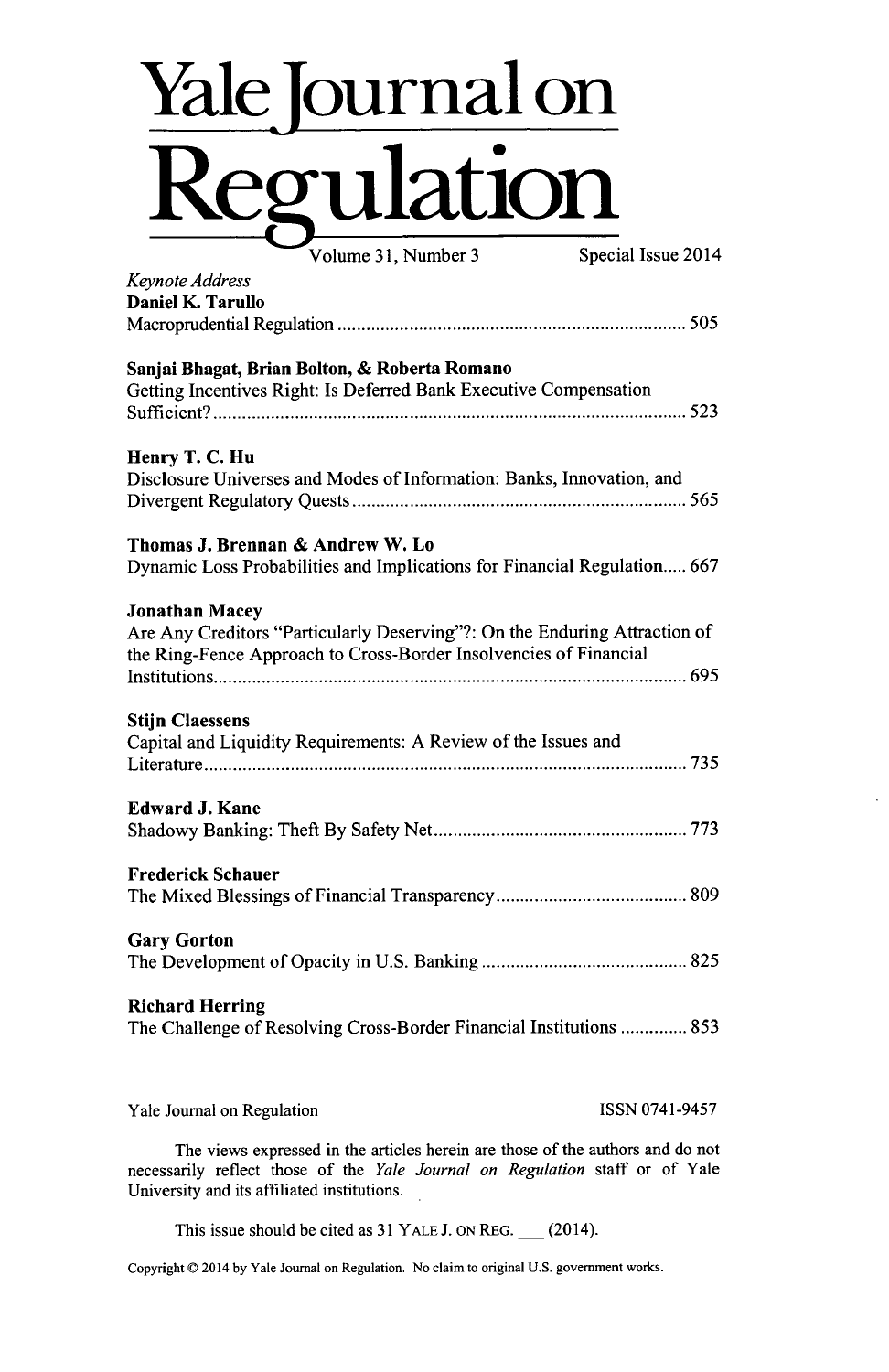# Yale Journal on Regulation

Volume 31, Number 3 Special Issue 2014

*Keynote Address*
**Daniel K. Tarullo**
Macroprudential Regulation ........................................................................ 505

**Sanjai Bhagat, Brian Bolton, & Roberta Romano**
Getting Incentives Right: Is Deferred Bank Executive Compensation Sufficient? ................................................................................................. 523

**Henry T. C. Hu**
Disclosure Universes and Modes of Information: Banks, Innovation, and Divergent Regulatory Quests ..................................................................... 565

**Thomas J. Brennan & Andrew W. Lo**
Dynamic Loss Probabilities and Implications for Financial Regulation..... 667

**Jonathan Macey**
Are Any Creditors "Particularly Deserving"?: On the Enduring Attraction of the Ring-Fence Approach to Cross-Border Insolvencies of Financial Institutions.................................................................................................. 695

**Stijn Claessens**
Capital and Liquidity Requirements: A Review of the Issues and Literature.................................................................................................... 735

**Edward J. Kane**
Shadowy Banking: Theft By Safety Net..................................................... 773

**Frederick Schauer**
The Mixed Blessings of Financial Transparency........................................ 809

**Gary Gorton**
The Development of Opacity in U.S. Banking ........................................... 825

**Richard Herring**
The Challenge of Resolving Cross-Border Financial Institutions .............. 853

Yale Journal on Regulation ISSN 0741-9457

The views expressed in the articles herein are those of the authors and do not necessarily reflect those of the *Yale Journal on Regulation* staff or of Yale University and its affiliated institutions.

This issue should be cited as 31 YALE J. ON REG. \_\_ (2014).

Copyright © 2014 by Yale Journal on Regulation. No claim to original U.S. government works.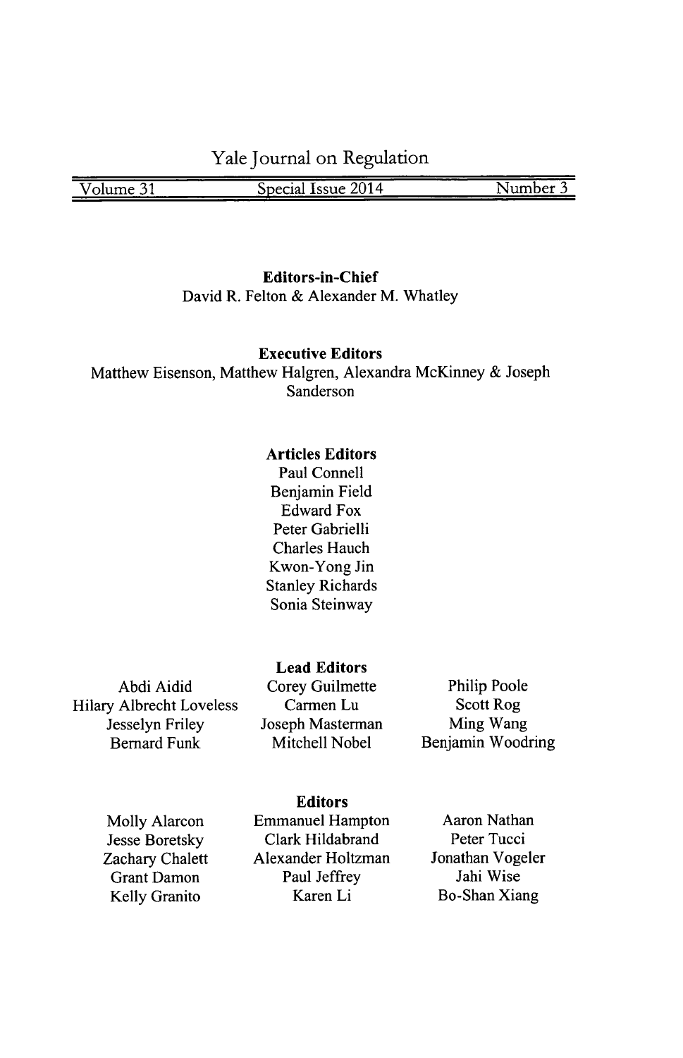# Yale Journal on Regulation

Volume 31 | Special Issue 2014 | Number 3

**Editors-in-Chief**
David R. Felton & Alexander M. Whatley

**Executive Editors**
Matthew Eisenson, Matthew Halgren, Alexandra McKinney & Joseph Sanderson

**Articles Editors**
Paul Connell
Benjamin Field
Edward Fox
Peter Gabrielli
Charles Hauch
Kwon-Yong Jin
Stanley Richards
Sonia Steinway

**Lead Editors**
Abdi Aidid
Hilary Albrecht Loveless
Jesselyn Friley
Bernard Funk
Corey Guilmette
Carmen Lu
Joseph Masterman
Mitchell Nobel
Philip Poole
Scott Rog
Ming Wang
Benjamin Woodring

**Editors**
Molly Alarcon
Jesse Boretsky
Zachary Chalett
Grant Damon
Kelly Granito
Emmanuel Hampton
Clark Hildabrand
Alexander Holtzman
Paul Jeffrey
Karen Li
Aaron Nathan
Peter Tucci
Jonathan Vogeler
Jahi Wise
Bo-Shan Xiang